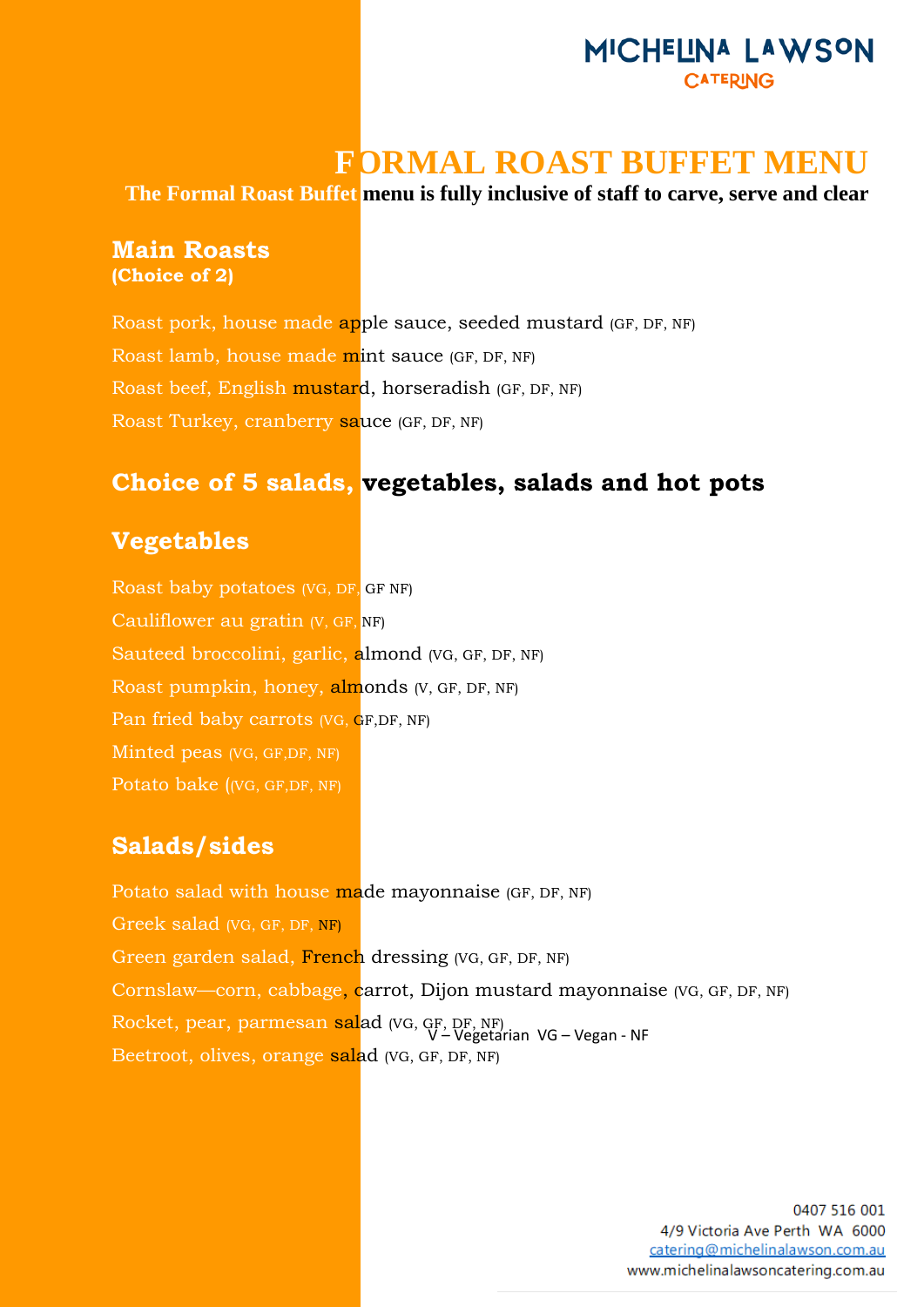MICHELINA LAWSON
CATERING

# FORMAL ROAST BUFFET MENU

**The Formal Roast Buffet menu is fully inclusive of staff to carve, serve and clear**

## Main Roasts
**(Choice of 2)**

Roast pork, house made apple sauce, seeded mustard (GF, DF, NF)

Roast lamb, house made mint sauce (GF, DF, NF)

Roast beef, English mustard, horseradish (GF, DF, NF)

Roast Turkey, cranberry sauce (GF, DF, NF)

## Choice of 5 salads, vegetables, salads and hot pots

## Vegetables

Roast baby potatoes (VG, DF, GF NF)

Cauliflower au gratin (V, GF, NF)

Sauteed broccolini, garlic, almond (VG, GF, DF, NF)

Roast pumpkin, honey, almonds (V, GF, DF, NF)

Pan fried baby carrots (VG, GF,DF, NF)

Minted peas (VG, GF,DF, NF)

Potato bake ((VG, GF,DF, NF)

## Salads/sides

Potato salad with house made mayonnaise (GF, DF, NF)

Greek salad (VG, GF, DF, NF)

Green garden salad, French dressing (VG, GF, DF, NF)

Cornslaw—corn, cabbage, carrot, Dijon mustard mayonnaise (VG, GF, DF, NF)

Rocket, pear, parmesan salad (VG, GF, DF, NF)

Beetroot, olives, orange salad (VG, GF, DF, NF)

V – Vegetarian VG – Vegan - NF

0407 516 001
4/9 Victoria Ave Perth WA 6000
catering@michelinalawson.com.au
www.michelinalawsoncatering.com.au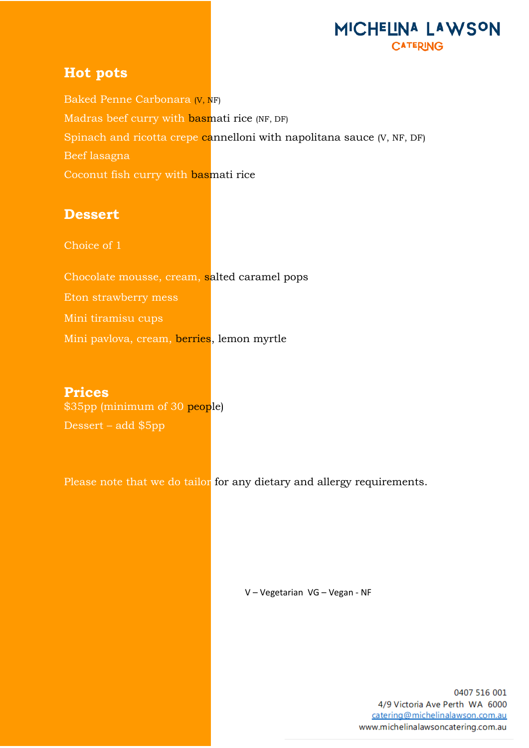## Hot pots

Baked Penne Carbonara (V, NF)

Madras beef curry with basmati rice (NF, DF)

Spinach and ricotta crepe cannelloni with napolitana sauce (V, NF, DF)

Beef lasagna

Coconut fish curry with basmati rice

## Dessert

Choice of 1

Chocolate mousse, cream, salted caramel pops

Eton strawberry mess

Mini tiramisu cups

Mini pavlova, cream, berries, lemon myrtle

## Prices

$35pp (minimum of 30 people)

Dessert – add $5pp

Please note that we do tailor for any dietary and allergy requirements.

V – Vegetarian VG – Vegan - NF

0407 516 001
4/9 Victoria Ave Perth WA 6000
catering@michelinalawson.com.au
www.michelinalawsoncatering.com.au